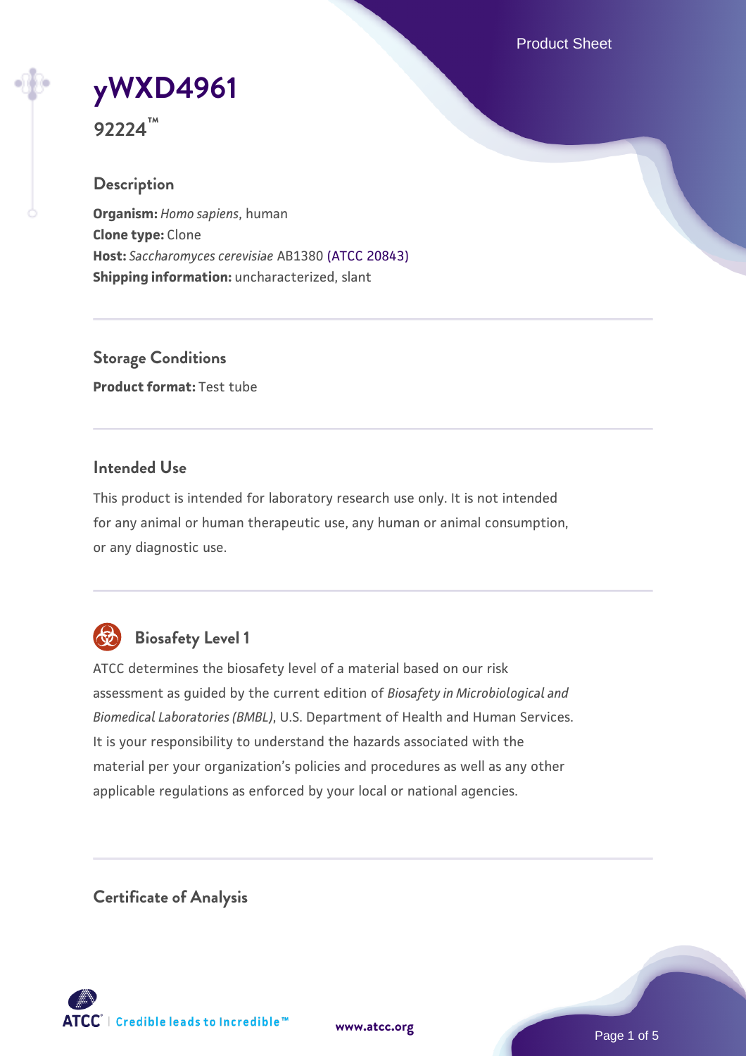# yWXD4961

**92224™**

## Description

**Organism:** *Homo sapiens*, human
**Clone type:** Clone
**Host:** *Saccharomyces cerevisiae* AB1380 (ATCC 20843)
**Shipping information:** uncharacterized, slant

## Storage Conditions

**Product format:** Test tube

## Intended Use

This product is intended for laboratory research use only. It is not intended for any animal or human therapeutic use, any human or animal consumption, or any diagnostic use.

## Biosafety Level 1

ATCC determines the biosafety level of a material based on our risk assessment as guided by the current edition of *Biosafety in Microbiological and Biomedical Laboratories (BMBL)*, U.S. Department of Health and Human Services. It is your responsibility to understand the hazards associated with the material per your organization's policies and procedures as well as any other applicable regulations as enforced by your local or national agencies.

## Certificate of Analysis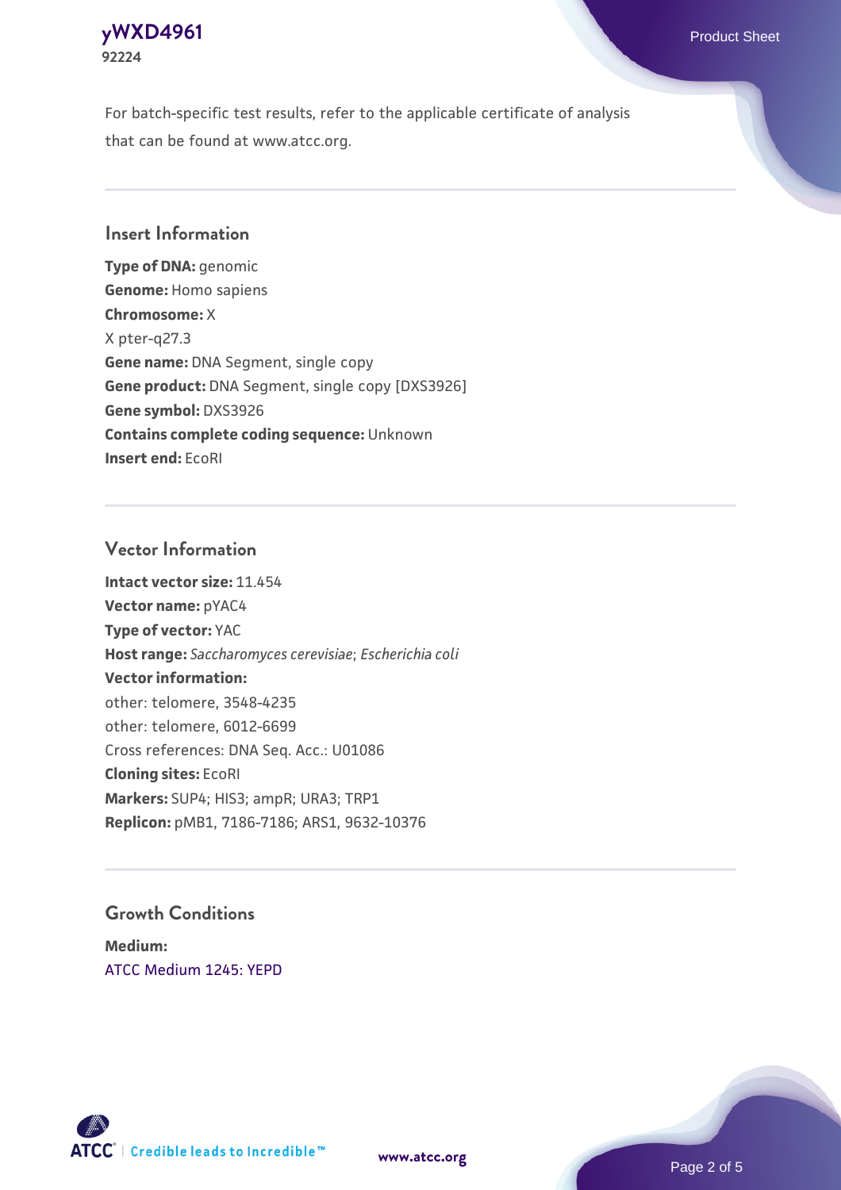For batch-specific test results, refer to the applicable certificate of analysis that can be found at www.atcc.org.

## Insert Information

**Type of DNA:** genomic
**Genome:** Homo sapiens
**Chromosome:** X
X pter-q27.3
**Gene name:** DNA Segment, single copy
**Gene product:** DNA Segment, single copy [DXS3926]
**Gene symbol:** DXS3926
**Contains complete coding sequence:** Unknown
**Insert end:** EcoRI

## Vector Information

**Intact vector size:** 11.454
**Vector name:** pYAC4
**Type of vector:** YAC
**Host range:** *Saccharomyces cerevisiae*; *Escherichia coli*
**Vector information:**
other: telomere, 3548-4235
other: telomere, 6012-6699
Cross references: DNA Seq. Acc.: U01086
**Cloning sites:** EcoRI
**Markers:** SUP4; HIS3; ampR; URA3; TRP1
**Replicon:** pMB1, 7186-7186; ARS1, 9632-10376

## Growth Conditions

**Medium:**
ATCC Medium 1245: YEPD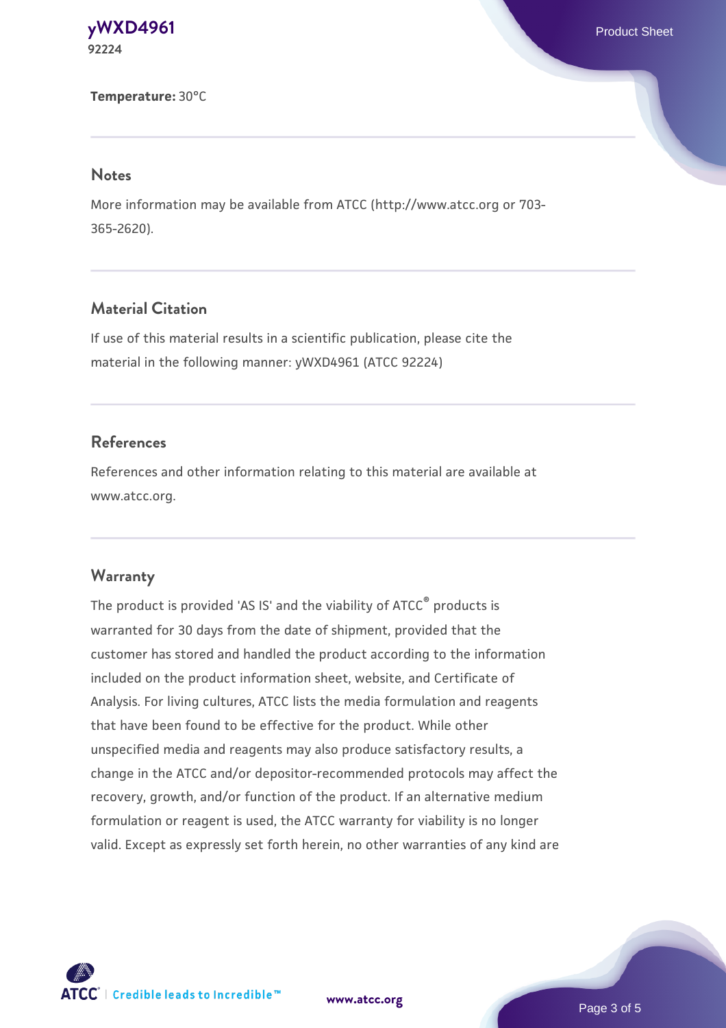**Temperature:** 30°C

## Notes

More information may be available from ATCC (http://www.atcc.org or 703-365-2620).

## Material Citation

If use of this material results in a scientific publication, please cite the material in the following manner: yWXD4961 (ATCC 92224)

## References

References and other information relating to this material are available at www.atcc.org.

## Warranty

The product is provided 'AS IS' and the viability of ATCC® products is warranted for 30 days from the date of shipment, provided that the customer has stored and handled the product according to the information included on the product information sheet, website, and Certificate of Analysis. For living cultures, ATCC lists the media formulation and reagents that have been found to be effective for the product. While other unspecified media and reagents may also produce satisfactory results, a change in the ATCC and/or depositor-recommended protocols may affect the recovery, growth, and/or function of the product. If an alternative medium formulation or reagent is used, the ATCC warranty for viability is no longer valid. Except as expressly set forth herein, no other warranties of any kind are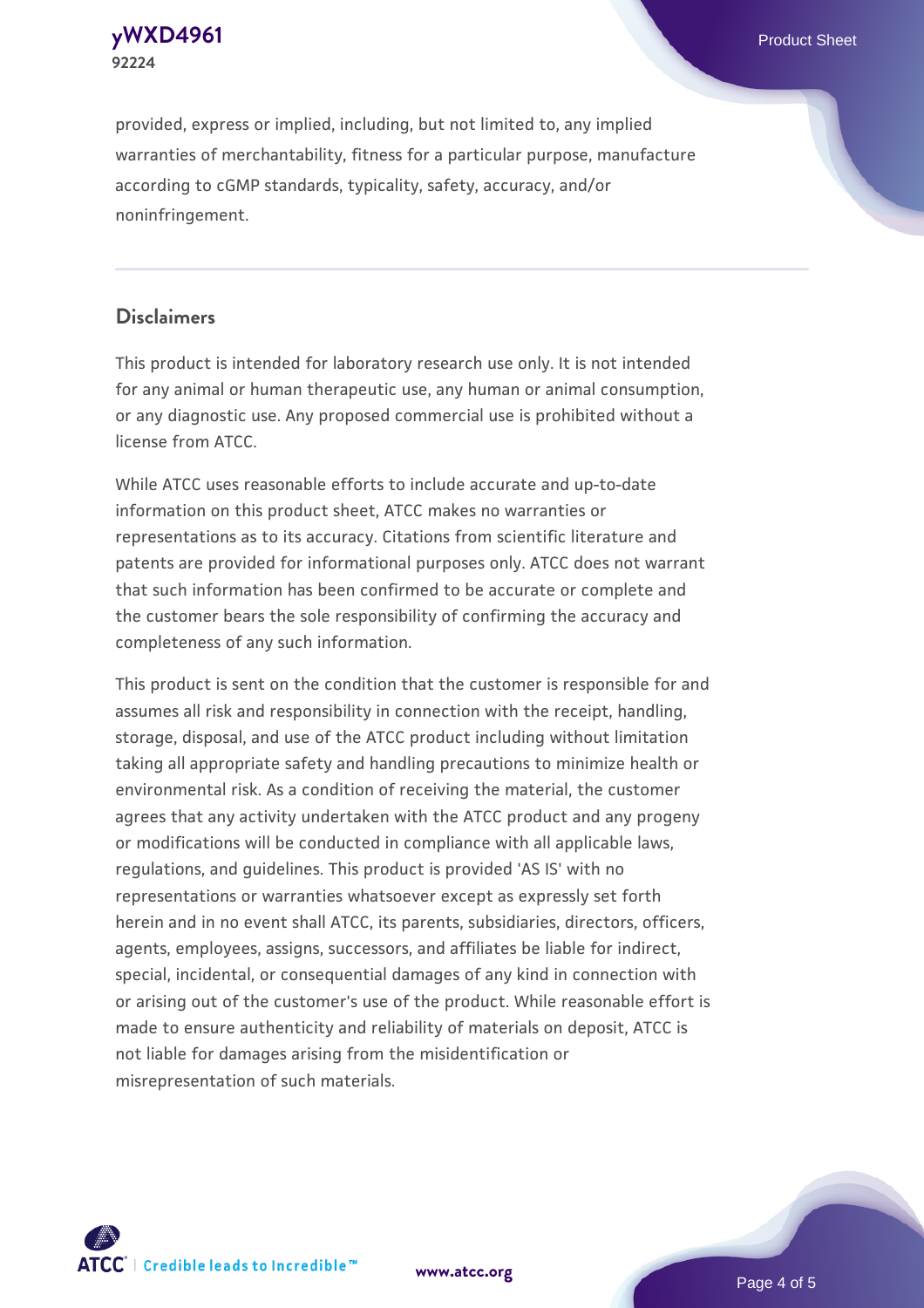provided, express or implied, including, but not limited to, any implied warranties of merchantability, fitness for a particular purpose, manufacture according to cGMP standards, typicality, safety, accuracy, and/or noninfringement.

## Disclaimers

This product is intended for laboratory research use only. It is not intended for any animal or human therapeutic use, any human or animal consumption, or any diagnostic use. Any proposed commercial use is prohibited without a license from ATCC.

While ATCC uses reasonable efforts to include accurate and up-to-date information on this product sheet, ATCC makes no warranties or representations as to its accuracy. Citations from scientific literature and patents are provided for informational purposes only. ATCC does not warrant that such information has been confirmed to be accurate or complete and the customer bears the sole responsibility of confirming the accuracy and completeness of any such information.

This product is sent on the condition that the customer is responsible for and assumes all risk and responsibility in connection with the receipt, handling, storage, disposal, and use of the ATCC product including without limitation taking all appropriate safety and handling precautions to minimize health or environmental risk. As a condition of receiving the material, the customer agrees that any activity undertaken with the ATCC product and any progeny or modifications will be conducted in compliance with all applicable laws, regulations, and guidelines. This product is provided 'AS IS' with no representations or warranties whatsoever except as expressly set forth herein and in no event shall ATCC, its parents, subsidiaries, directors, officers, agents, employees, assigns, successors, and affiliates be liable for indirect, special, incidental, or consequential damages of any kind in connection with or arising out of the customer's use of the product. While reasonable effort is made to ensure authenticity and reliability of materials on deposit, ATCC is not liable for damages arising from the misidentification or misrepresentation of such materials.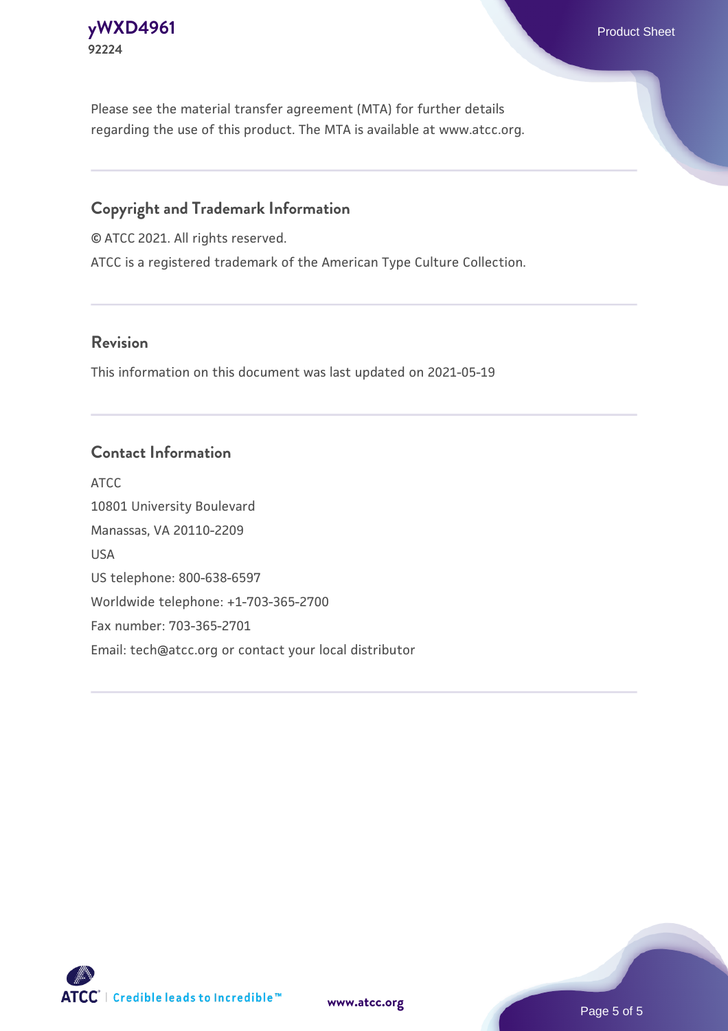Please see the material transfer agreement (MTA) for further details regarding the use of this product. The MTA is available at www.atcc.org.

## Copyright and Trademark Information

© ATCC 2021. All rights reserved.

ATCC is a registered trademark of the American Type Culture Collection.

## Revision

This information on this document was last updated on 2021-05-19

## Contact Information

ATCC
10801 University Boulevard
Manassas, VA 20110-2209
USA
US telephone: 800-638-6597
Worldwide telephone: +1-703-365-2700
Fax number: 703-365-2701
Email: tech@atcc.org or contact your local distributor